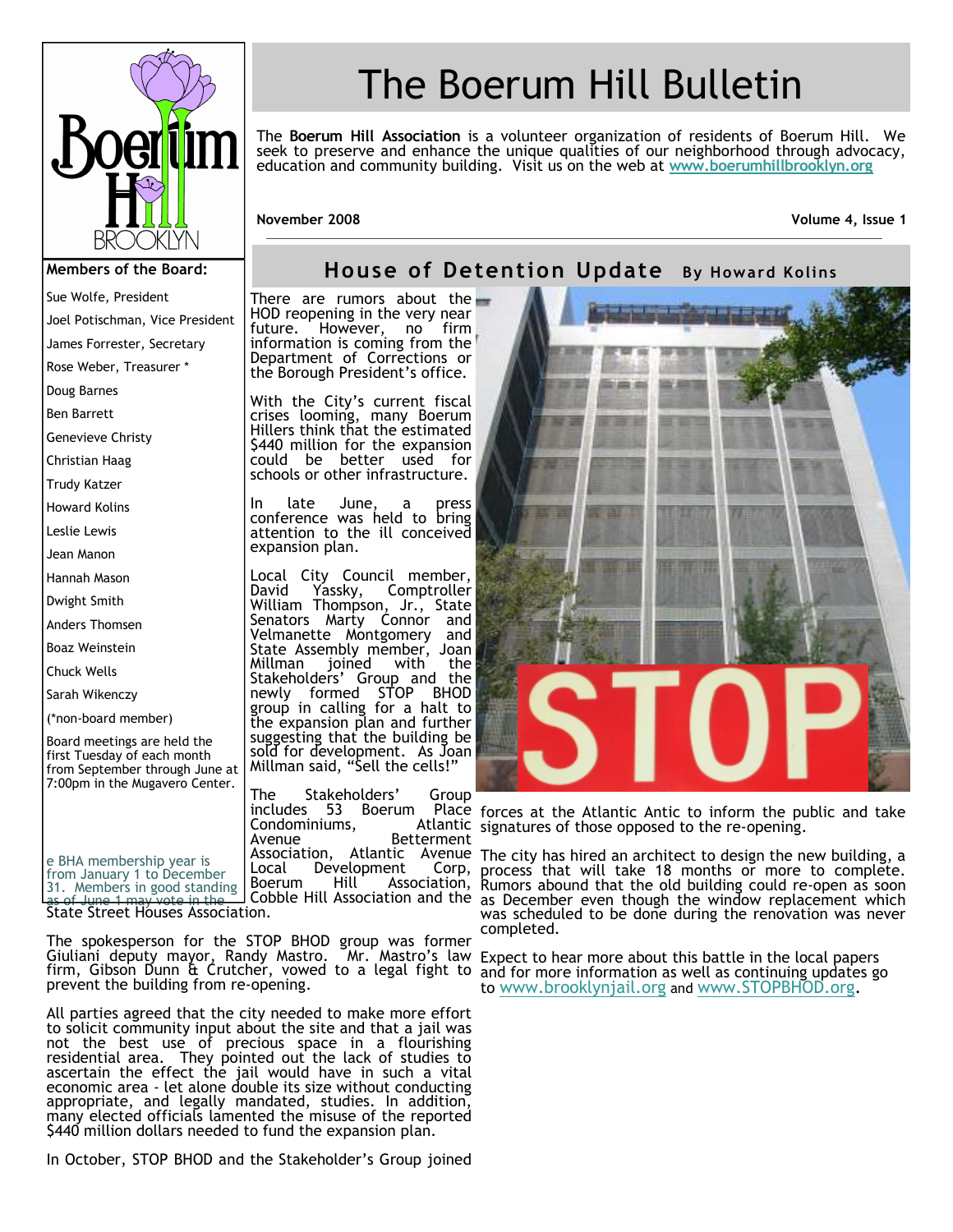# The Boerum Hill Bulletin

The **Boerum Hill Association** is a volunteer organization of residents of Boerum Hill. We seek to preserve and enhance the unique qualities of our neighborhood through advocacy, education and community building. Visit us on the web at www.boerumhillbrooklyn.org

**November 2008** **Volume 4, Issue 1**

**Members of the Board:**

- Sue Wolfe, President
- Joel Potischman, Vice President
- James Forrester, Secretary
- Rose Weber, Treasurer *
- Doug Barnes
- Ben Barrett
- Genevieve Christy
- Christian Haag
- Trudy Katzer
- Howard Kolins
- Leslie Lewis
- Jean Manon
- Hannah Mason
- Dwight Smith
- Anders Thomsen
- Boaz Weinstein
- Chuck Wells
- Sarah Wikenczy

(*non-board member)

Board meetings are held the first Tuesday of each month from September through June at 7:00pm in the Mugavero Center.

e BHA membership year is from January 1 to December 31. Members in good standing as of June 1 may vote in the

## House of Detention Update

**By Howard Kolins**

There are rumors about the HOD reopening in the very near future. However, no firm information is coming from the Department of Corrections or the Borough President's office.

With the City's current fiscal crises looming, many Boerum Hillers think that the estimated $440 million for the expansion could be better used for schools or other infrastructure.

In late June, a press conference was held to bring attention to the ill conceived expansion plan.

Local City Council member, David Yassky, Comptroller William Thompson, Jr., State Senators Marty Connor and Velmanette Montgomery and State Assembly member, Joan Millman joined with the Stakeholders' Group and the newly formed STOP BHOD group in calling for a halt to the expansion plan and further suggesting that the building be sold for development. As Joan Millman said, "Sell the cells!"

The Stakeholders' Group includes 53 Boerum Place Condominiums, Atlantic Avenue Betterment Association, Atlantic Avenue Local Development Corp, Boerum Hill Association, Cobble Hill Association and the State Street Houses Association.

The spokesperson for the STOP BHOD group was former Giuliani deputy mayor, Randy Mastro. Mr. Mastro's law firm, Gibson Dunn & Crutcher, vowed to a legal fight to prevent the building from re-opening.

All parties agreed that the city needed to make more effort to solicit community input about the site and that a jail was not the best use of precious space in a flourishing residential area. They pointed out the lack of studies to ascertain the effect the jail would have in such a vital economic area - let alone double its size without conducting appropriate, and legally mandated, studies. In addition, many elected officials lamented the misuse of the reported $440 million dollars needed to fund the expansion plan.

In October, STOP BHOD and the Stakeholder's Group joined forces at the Atlantic Antic to inform the public and take signatures of those opposed to the re-opening.

The city has hired an architect to design the new building, a process that will take 18 months or more to complete. Rumors abound that the old building could re-open as soon as December even though the window replacement which was scheduled to be done during the renovation was never completed.

Expect to hear more about this battle in the local papers and for more information as well as continuing updates go to www.brooklynjail.org and www.STOPBHOD.org.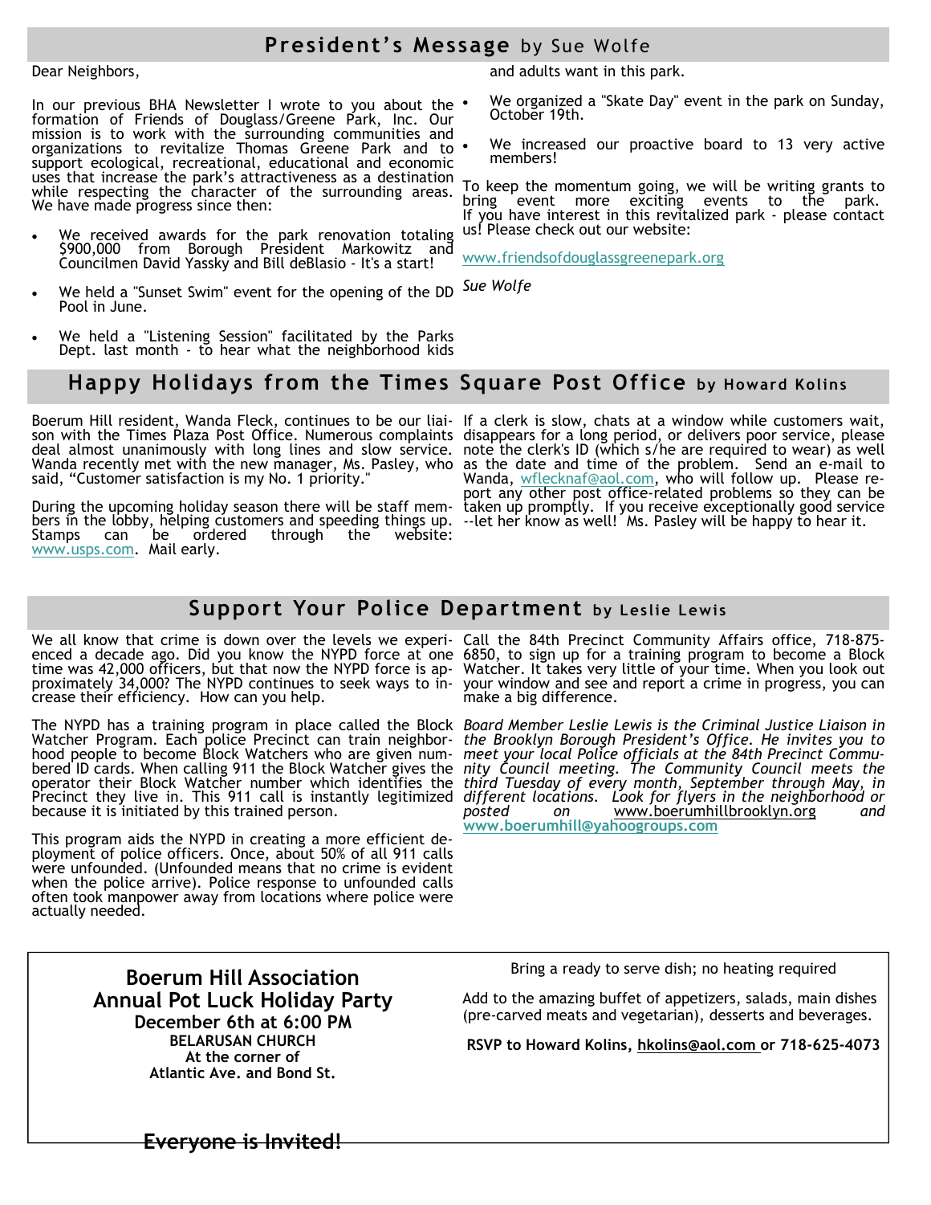## President's Message by Sue Wolfe

Dear Neighbors,

In our previous BHA Newsletter I wrote to you about the formation of Friends of Douglass/Greene Park, Inc. Our mission is to work with the surrounding communities and organizations to revitalize Thomas Greene Park and to support ecological, recreational, educational and economic uses that increase the park's attractiveness as a destination while respecting the character of the surrounding areas. We have made progress since then:

- We received awards for the park renovation totaling $900,000 from Borough President Markowitz and Councilmen David Yassky and Bill deBlasio - It's a start!
- We held a "Sunset Swim" event for the opening of the DD Pool in June.
- We held a "Listening Session" facilitated by the Parks Dept. last month - to hear what the neighborhood kids and adults want in this park.
- We organized a "Skate Day" event in the park on Sunday, October 19th.
- We increased our proactive board to 13 very active members!

To keep the momentum going, we will be writing grants to bring event more exciting events to the park. If you have interest in this revitalized park - please contact us! Please check out our website:

www.friendsofdouglassgreenepark.org

*Sue Wolfe*

## Happy Holidays from the Times Square Post Office by Howard Kolins

Boerum Hill resident, Wanda Fleck, continues to be our liaison with the Times Plaza Post Office. Numerous complaints deal almost unanimously with long lines and slow service. Wanda recently met with the new manager, Ms. Pasley, who said, "Customer satisfaction is my No. 1 priority."

During the upcoming holiday season there will be staff members in the lobby, helping customers and speeding things up. Stamps can be ordered through the website: www.usps.com. Mail early.

If a clerk is slow, chats at a window while customers wait, disappears for a long period, or delivers poor service, please note the clerk's ID (which s/he are required to wear) as well as the date and time of the problem. Send an e-mail to Wanda, wflecknaf@aol.com, who will follow up. Please report any other post office-related problems so they can be taken up promptly. If you receive exceptionally good service --let her know as well! Ms. Pasley will be happy to hear it.

## Support Your Police Department by Leslie Lewis

We all know that crime is down over the levels we experienced a decade ago. Did you know the NYPD force at one time was 42,000 officers, but that now the NYPD force is approximately 34,000? The NYPD continues to seek ways to increase their efficiency. How can you help.

The NYPD has a training program in place called the Block Watcher Program. Each police Precinct can train neighborhood people to become Block Watchers who are given numbered ID cards. When calling 911 the Block Watcher gives the operator their Block Watcher number which identifies the Precinct they live in. This 911 call is instantly legitimized because it is initiated by this trained person.

This program aids the NYPD in creating a more efficient deployment of police officers. Once, about 50% of all 911 calls were unfounded. (Unfounded means that no crime is evident when the police arrive). Police response to unfounded calls often took manpower away from locations where police were actually needed.

Call the 84th Precinct Community Affairs office, 718-875-6850, to sign up for a training program to become a Block Watcher. It takes very little of your time. When you look out your window and see and report a crime in progress, you can make a big difference.

*Board Member Leslie Lewis is the Criminal Justice Liaison in the Brooklyn Borough President's Office. He invites you to meet your local Police officials at the 84th Precinct Community Council meeting. The Community Council meets the third Tuesday of every month, September through May, in different locations. Look for flyers in the neighborhood or posted on* www.boerumhillbrooklyn.org *and* **www.boerumhill@yahoogroups.com**

---

**Boerum Hill Association**
**Annual Pot Luck Holiday Party**
**December 6th at 6:00 PM**
**BELARUSAN CHURCH**
**At the corner of**
**Atlantic Ave. and Bond St.**

Bring a ready to serve dish; no heating required

Add to the amazing buffet of appetizers, salads, main dishes (pre-carved meats and vegetarian), desserts and beverages.

**RSVP to Howard Kolins, hkolins@aol.com or 718-625-4073**

**Everyone is Invited!**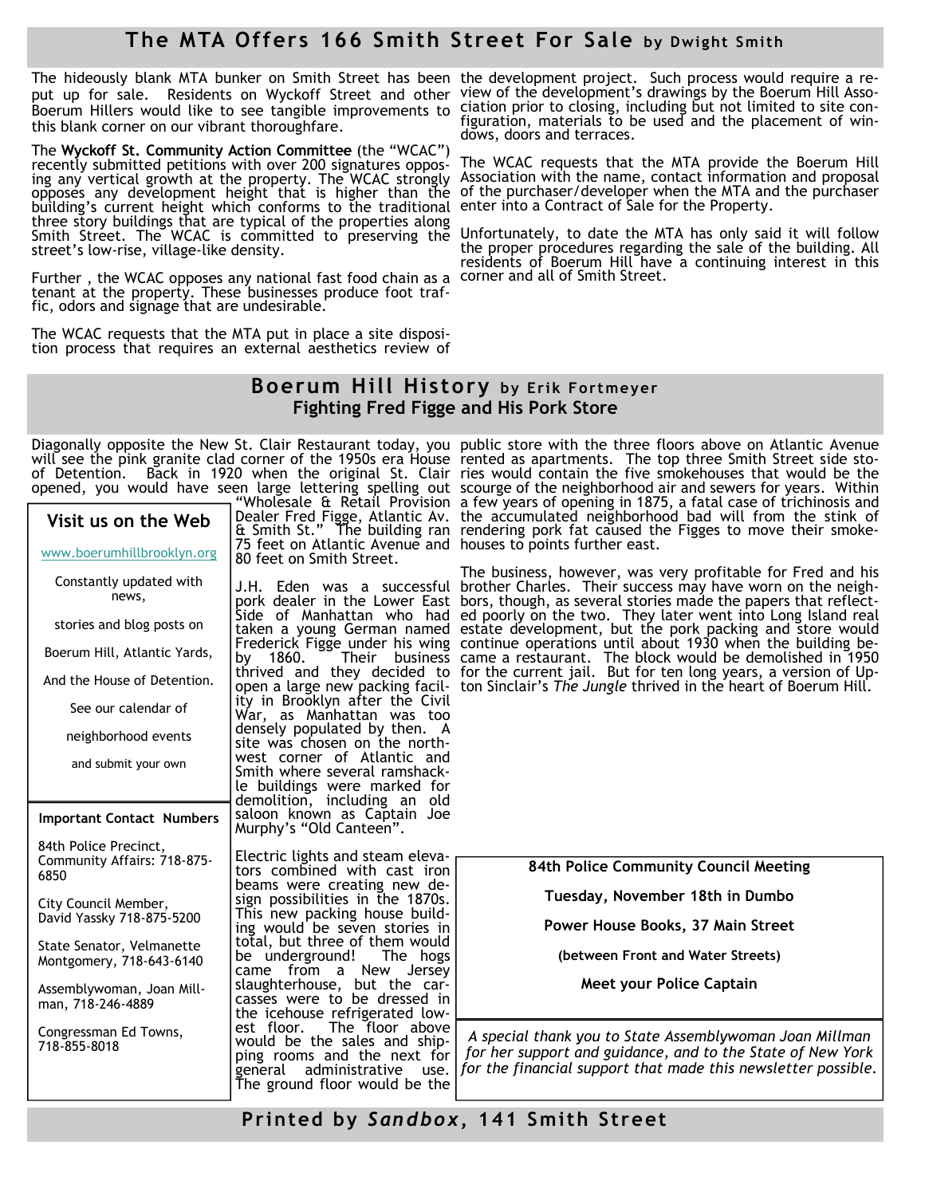## The MTA Offers 166 Smith Street For Sale by Dwight Smith

The hideously blank MTA bunker on Smith Street has been put up for sale. Residents on Wyckoff Street and other Boerum Hillers would like to see tangible improvements to this blank corner on our vibrant thoroughfare.

The **Wyckoff St. Community Action Committee** (the "WCAC") recently submitted petitions with over 200 signatures opposing any vertical growth at the property. The WCAC strongly opposes any development height that is higher than the building's current height which conforms to the traditional three story buildings that are typical of the properties along Smith Street. The WCAC is committed to preserving the street's low-rise, village-like density.

Further , the WCAC opposes any national fast food chain as a tenant at the property. These businesses produce foot traffic, odors and signage that are undesirable.

The WCAC requests that the MTA put in place a site disposition process that requires an external aesthetics review of the development project. Such process would require a review of the development's drawings by the Boerum Hill Association prior to closing, including but not limited to site configuration, materials to be used and the placement of windows, doors and terraces.

The WCAC requests that the MTA provide the Boerum Hill Association with the name, contact information and proposal of the purchaser/developer when the MTA and the purchaser enter into a Contract of Sale for the Property.

Unfortunately, to date the MTA has only said it will follow the proper procedures regarding the sale of the building. All residents of Boerum Hill have a continuing interest in this corner and all of Smith Street.

## Boerum Hill History by Erik Fortmeyer

### Fighting Fred Figge and His Pork Store

Diagonally opposite the New St. Clair Restaurant today, you will see the pink granite clad corner of the 1950s era House of Detention. Back in 1920 when the original St. Clair opened, you would have seen large lettering spelling out "Wholesale & Retail Provision Dealer Fred Figge, Atlantic Av. & Smith St." The building ran 75 feet on Atlantic Avenue and 80 feet on Smith Street.

J.H. Eden was a successful pork dealer in the Lower East Side of Manhattan who had taken a young German named Frederick Figge under his wing by 1860. Their business thrived and they decided to open a large new packing facility in Brooklyn after the Civil War, as Manhattan was too densely populated by then. A site was chosen on the northwest corner of Atlantic and Smith where several ramshackle buildings were marked for demolition, including an old saloon known as Captain Joe Murphy's "Old Canteen".

Electric lights and steam elevators combined with cast iron beams were creating new design possibilities in the 1870s. This new packing house building would be seven stories in total, but three of them would be underground! The hogs came from a New Jersey slaughterhouse, but the carcasses were to be dressed in the icehouse refrigerated lowest floor. The floor above would be the sales and shipping rooms and the next for general administrative use. The ground floor would be the public store with the three floors above on Atlantic Avenue rented as apartments. The top three Smith Street side stories would contain the five smokehouses that would be the scourge of the neighborhood air and sewers for years. Within a few years of opening in 1875, a fatal case of trichinosis and the accumulated neighborhood bad will from the stink of rendering pork fat caused the Figges to move their smokehouses to points further east.

The business, however, was very profitable for Fred and his brother Charles. Their success may have worn on the neighbors, though, as several stories made the papers that reflected poorly on the two. They later went into Long Island real estate development, but the pork packing and store would continue operations until about 1930 when the building became a restaurant. The block would be demolished in 1950 for the current jail. But for ten long years, a version of Upton Sinclair's *The Jungle* thrived in the heart of Boerum Hill.

**Visit us on the Web**

www.boerumhillbrooklyn.org

Constantly updated with news,

stories and blog posts on

Boerum Hill, Atlantic Yards,

And the House of Detention.

See our calendar of

neighborhood events

and submit your own

**Important Contact Numbers**

84th Police Precinct, Community Affairs: 718-875-6850

City Council Member, David Yassky 718-875-5200

State Senator, Velmanette Montgomery, 718-643-6140

Assemblywoman, Joan Millman, 718-246-4889

Congressman Ed Towns, 718-855-8018

**84th Police Community Council Meeting**

**Tuesday, November 18th in Dumbo**

**Power House Books, 37 Main Street**

**(between Front and Water Streets)**

**Meet your Police Captain**

*A special thank you to State Assemblywoman Joan Millman for her support and guidance, and to the State of New York for the financial support that made this newsletter possible.*

**Printed by *Sandbox*, 141 Smith Street**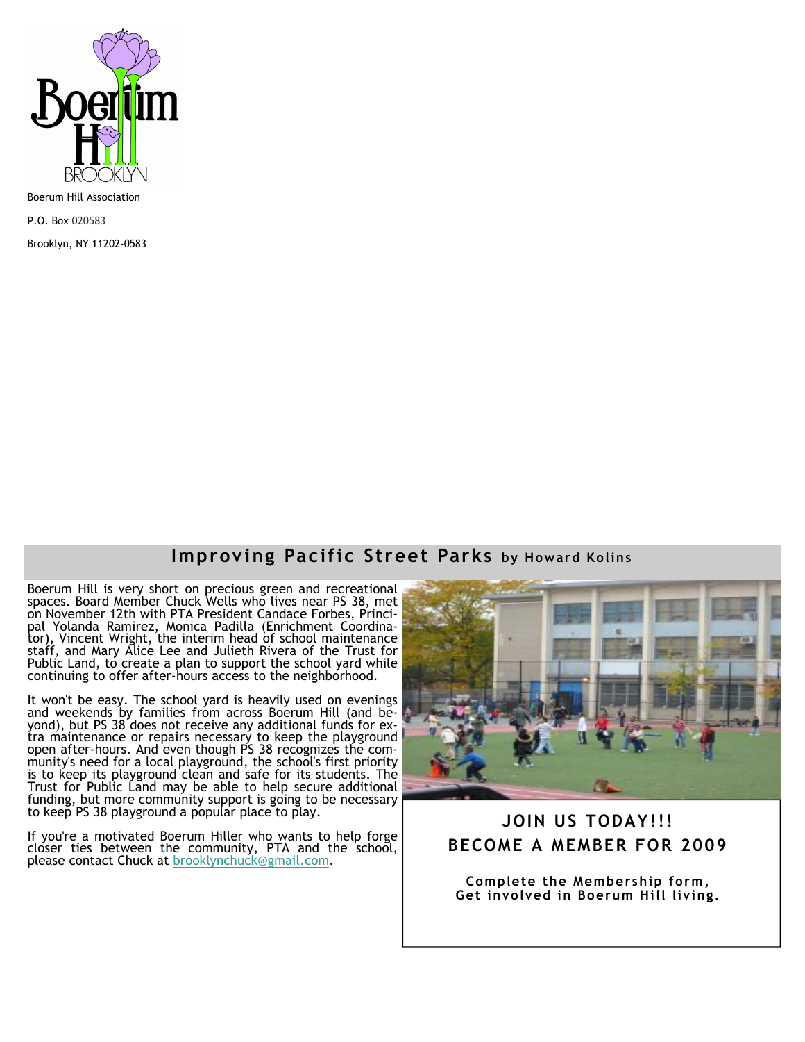Boerum Hill Association

P.O. Box 020583

Brooklyn, NY 11202-0583

## Improving Pacific Street Parks by Howard Kolins

Boerum Hill is very short on precious green and recreational spaces. Board Member Chuck Wells who lives near PS 38, met on November 12th with PTA President Candace Forbes, Principal Yolanda Ramirez, Monica Padilla (Enrichment Coordinator), Vincent Wright, the interim head of school maintenance staff, and Mary Alice Lee and Julieth Rivera of the Trust for Public Land, to create a plan to support the school yard while continuing to offer after-hours access to the neighborhood.

It won't be easy. The school yard is heavily used on evenings and weekends by families from across Boerum Hill (and beyond), but PS 38 does not receive any additional funds for extra maintenance or repairs necessary to keep the playground open after-hours. And even though PS 38 recognizes the community's need for a local playground, the school's first priority is to keep its playground clean and safe for its students. The Trust for Public Land may be able to help secure additional funding, but more community support is going to be necessary to keep PS 38 playground a popular place to play.

If you're a motivated Boerum Hiller who wants to help forge closer ties between the community, PTA and the school, please contact Chuck at brooklynchuck@gmail.com.

**JOIN US TODAY!!!**

**BECOME A MEMBER FOR 2009**

**Complete the Membership form,**
**Get involved in Boerum Hill living.**